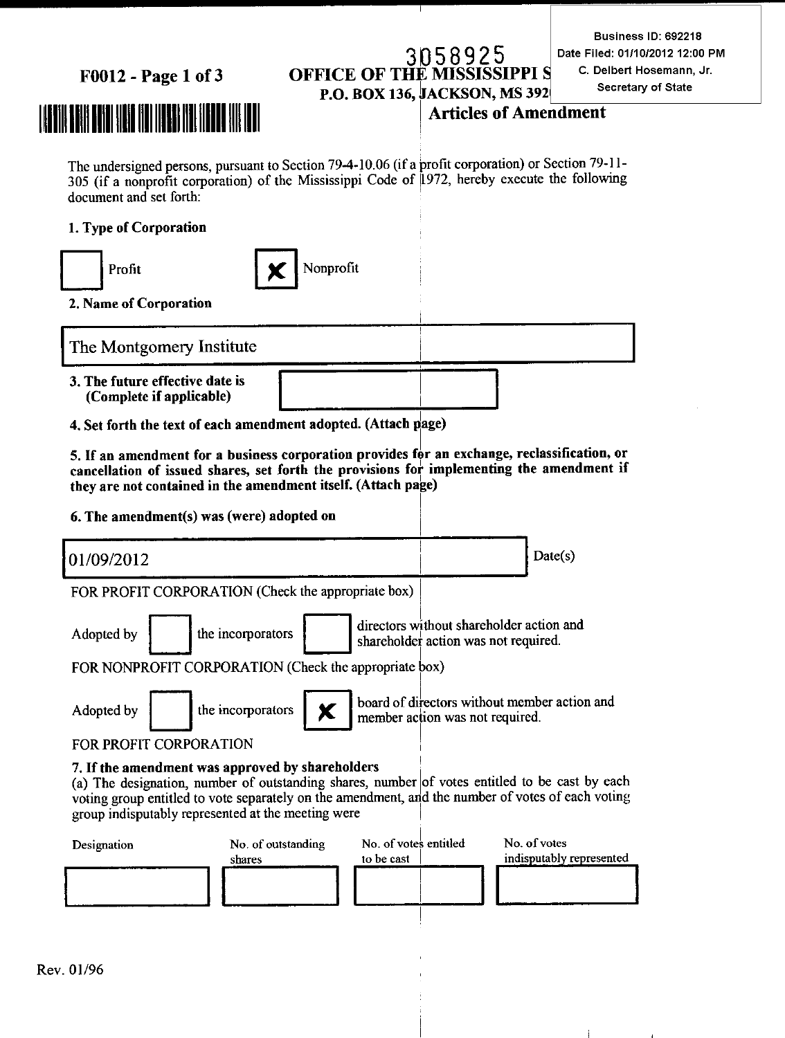Business ID: 692218
Date Filed: 01/10/2012 12:00 PM
C. Delbert Hosemann, Jr.
Secretary of State

3058925

**F0012 - Page 1 of 3**

# OFFICE OF THE MISSISSIPPI S

**P.O. BOX 136, JACKSON, MS 392**

## Articles of Amendment

The undersigned persons, pursuant to Section 79-4-10.06 (if a profit corporation) or Section 79-11-305 (if a nonprofit corporation) of the Mississippi Code of 1972, hereby execute the following document and set forth:

**1. Type of Corporation**

☐ Profit ☒ Nonprofit

**2. Name of Corporation**

The Montgomery Institute

**3. The future effective date is (Complete if applicable)**

**4. Set forth the text of each amendment adopted. (Attach page)**

**5. If an amendment for a business corporation provides for an exchange, reclassification, or cancellation of issued shares, set forth the provisions for implementing the amendment if they are not contained in the amendment itself. (Attach page)**

**6. The amendment(s) was (were) adopted on**

01/09/2012 Date(s)

FOR PROFIT CORPORATION (Check the appropriate box)

Adopted by ☐ the incorporators ☐ directors without shareholder action and shareholder action was not required.

FOR NONPROFIT CORPORATION (Check the appropriate box)

Adopted by ☐ the incorporators ☒ board of directors without member action and member action was not required.

FOR PROFIT CORPORATION

**7. If the amendment was approved by shareholders**

(a) The designation, number of outstanding shares, number of votes entitled to be cast by each voting group entitled to vote separately on the amendment, and the number of votes of each voting group indisputably represented at the meeting were

| Designation | No. of outstanding shares | No. of votes entitled to be cast | No. of votes indisputably represented |
|---|---|---|---|
| | | | |

Rev. 01/96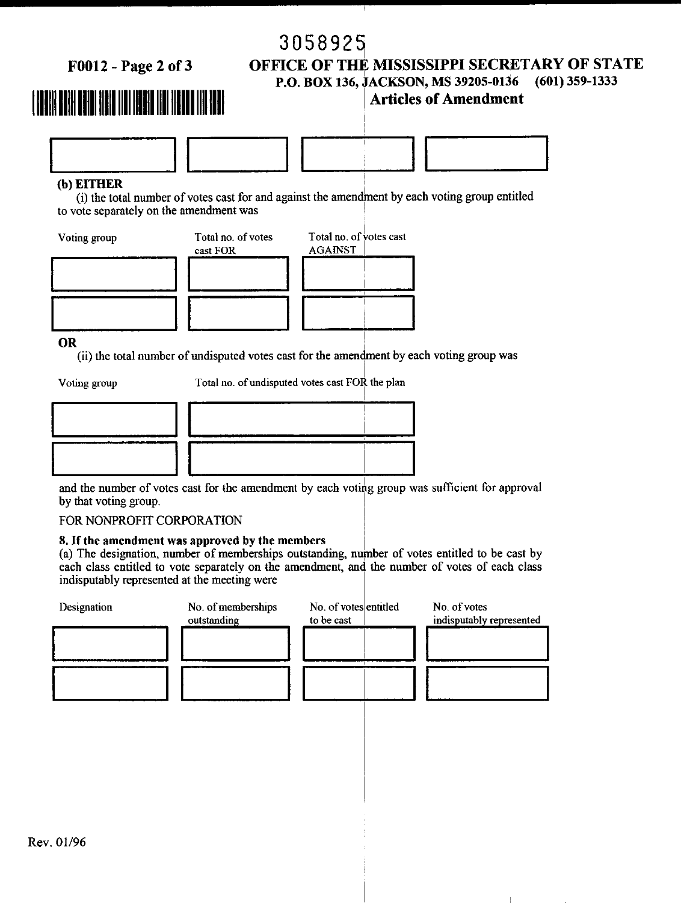3058925

# OFFICE OF THE MISSISSIPPI SECRETARY OF STATE

**P.O. BOX 136, JACKSON, MS 39205-0136 (601) 359-1333**

## Articles of Amendment

| | | | |
|---|---|---|---|
| | | | |

**(b) EITHER**

(i) the total number of votes cast for and against the amendment by each voting group entitled to vote separately on the amendment was

| Voting group | Total no. of votes cast FOR | Total no. of votes cast AGAINST |
|---|---|---|
| | | |
| | | |

**OR**

(ii) the total number of undisputed votes cast for the amendment by each voting group was

| Voting group | Total no. of undisputed votes cast FOR the plan |
|---|---|
| | |
| | |

and the number of votes cast for the amendment by each voting group was sufficient for approval by that voting group.

FOR NONPROFIT CORPORATION

**8. If the amendment was approved by the members**

(a) The designation, number of memberships outstanding, number of votes entitled to be cast by each class entitled to vote separately on the amendment, and the number of votes of each class indisputably represented at the meeting were

| Designation | No. of memberships outstanding | No. of votes entitled to be cast | No. of votes indisputably represented |
|---|---|---|---|
| | | | |
| | | | |

Rev. 01/96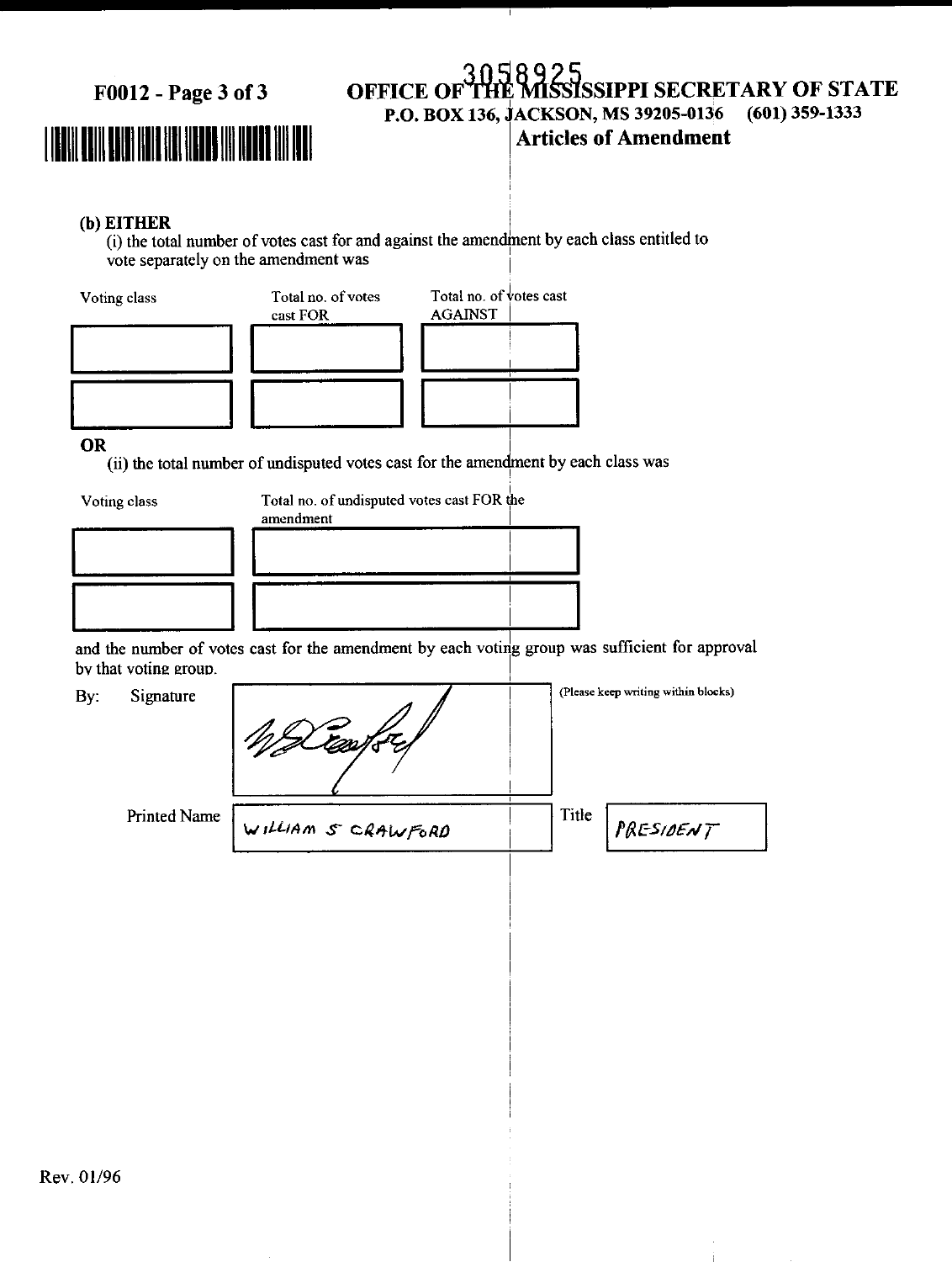F0012 - Page 3 of 3

# OFFICE OF THE MISSISSIPPI SECRETARY OF STATE

3058925

P.O. BOX 136, JACKSON, MS 39205-0136 (601) 359-1333

## Articles of Amendment

**(b) EITHER**

(i) the total number of votes cast for and against the amendment by each class entitled to vote separately on the amendment was

| Voting class | Total no. of votes cast FOR | Total no. of votes cast AGAINST |
|---|---|---|
| | | |
| | | |

**OR**

(ii) the total number of undisputed votes cast for the amendment by each class was

| Voting class | Total no. of undisputed votes cast FOR the amendment |
|---|---|
| | |
| | |

and the number of votes cast for the amendment by each voting group was sufficient for approval by that voting group.

By: Signature [signature] (Please keep writing within blocks)

Printed Name: WILLIAM S CRAWFORD

Title: PRESIDENT

Rev. 01/96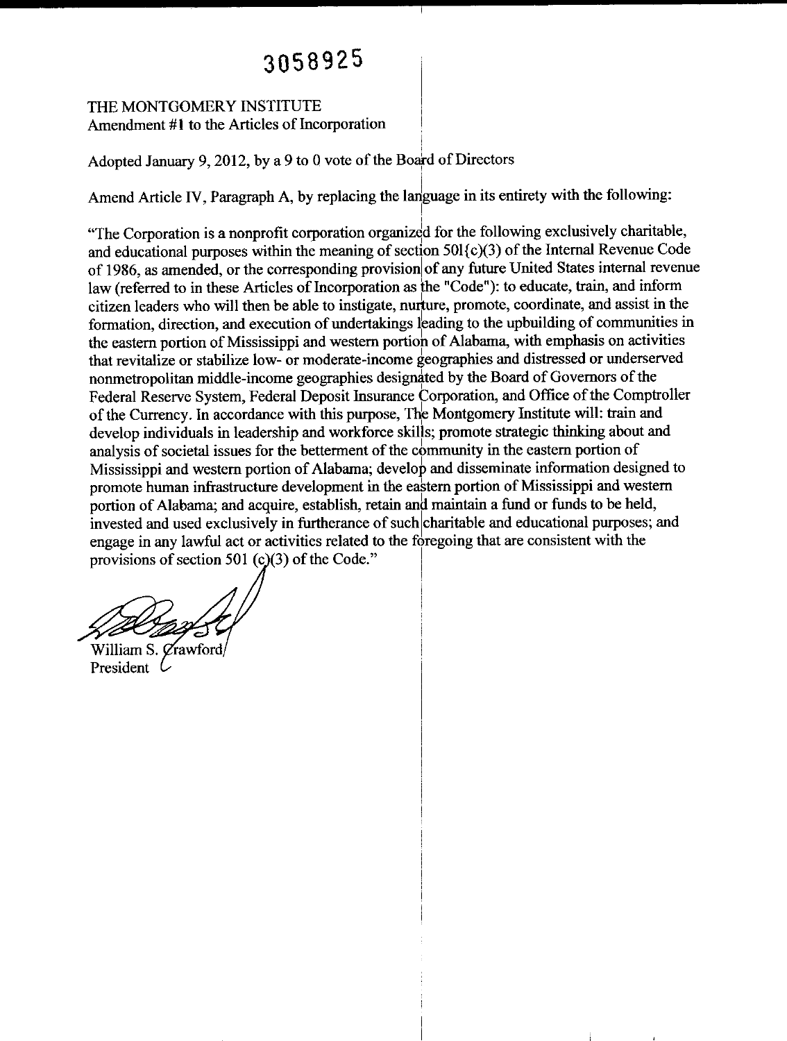3058925

THE MONTGOMERY INSTITUTE
Amendment #1 to the Articles of Incorporation

Adopted January 9, 2012, by a 9 to 0 vote of the Board of Directors

Amend Article IV, Paragraph A, by replacing the language in its entirety with the following:

"The Corporation is a nonprofit corporation organized for the following exclusively charitable, and educational purposes within the meaning of section 501(c)(3) of the Internal Revenue Code of 1986, as amended, or the corresponding provision of any future United States internal revenue law (referred to in these Articles of Incorporation as the "Code"): to educate, train, and inform citizen leaders who will then be able to instigate, nurture, promote, coordinate, and assist in the formation, direction, and execution of undertakings leading to the upbuilding of communities in the eastern portion of Mississippi and western portion of Alabama, with emphasis on activities that revitalize or stabilize low- or moderate-income geographies and distressed or underserved nonmetropolitan middle-income geographies designated by the Board of Governors of the Federal Reserve System, Federal Deposit Insurance Corporation, and Office of the Comptroller of the Currency. In accordance with this purpose, The Montgomery Institute will: train and develop individuals in leadership and workforce skills; promote strategic thinking about and analysis of societal issues for the betterment of the community in the eastern portion of Mississippi and western portion of Alabama; develop and disseminate information designed to promote human infrastructure development in the eastern portion of Mississippi and western portion of Alabama; and acquire, establish, retain and maintain a fund or funds to be held, invested and used exclusively in furtherance of such charitable and educational purposes; and engage in any lawful act or activities related to the foregoing that are consistent with the provisions of section 501 (c)(3) of the Code."

William S. Crawford
President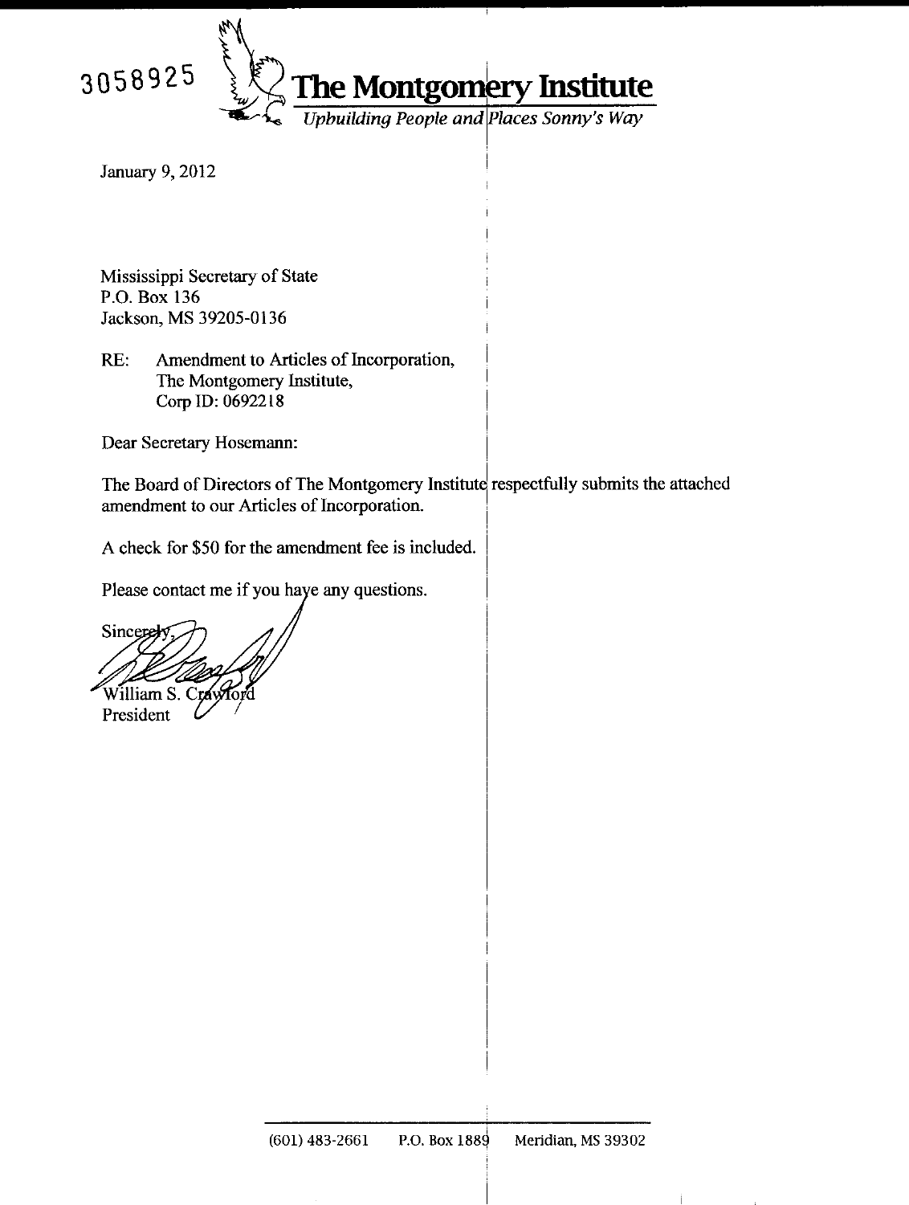3058925

# The Montgomery Institute

*Upbuilding People and Places Sonny's Way*

January 9, 2012

Mississippi Secretary of State
P.O. Box 136
Jackson, MS 39205-0136

RE: Amendment to Articles of Incorporation,
The Montgomery Institute,
Corp ID: 0692218

Dear Secretary Hosemann:

The Board of Directors of The Montgomery Institute respectfully submits the attached amendment to our Articles of Incorporation.

A check for $50 for the amendment fee is included.

Please contact me if you have any questions.

Sincerely,

William S. Crawford
President

(601) 483-2661 P.O. Box 1889 Meridian, MS 39302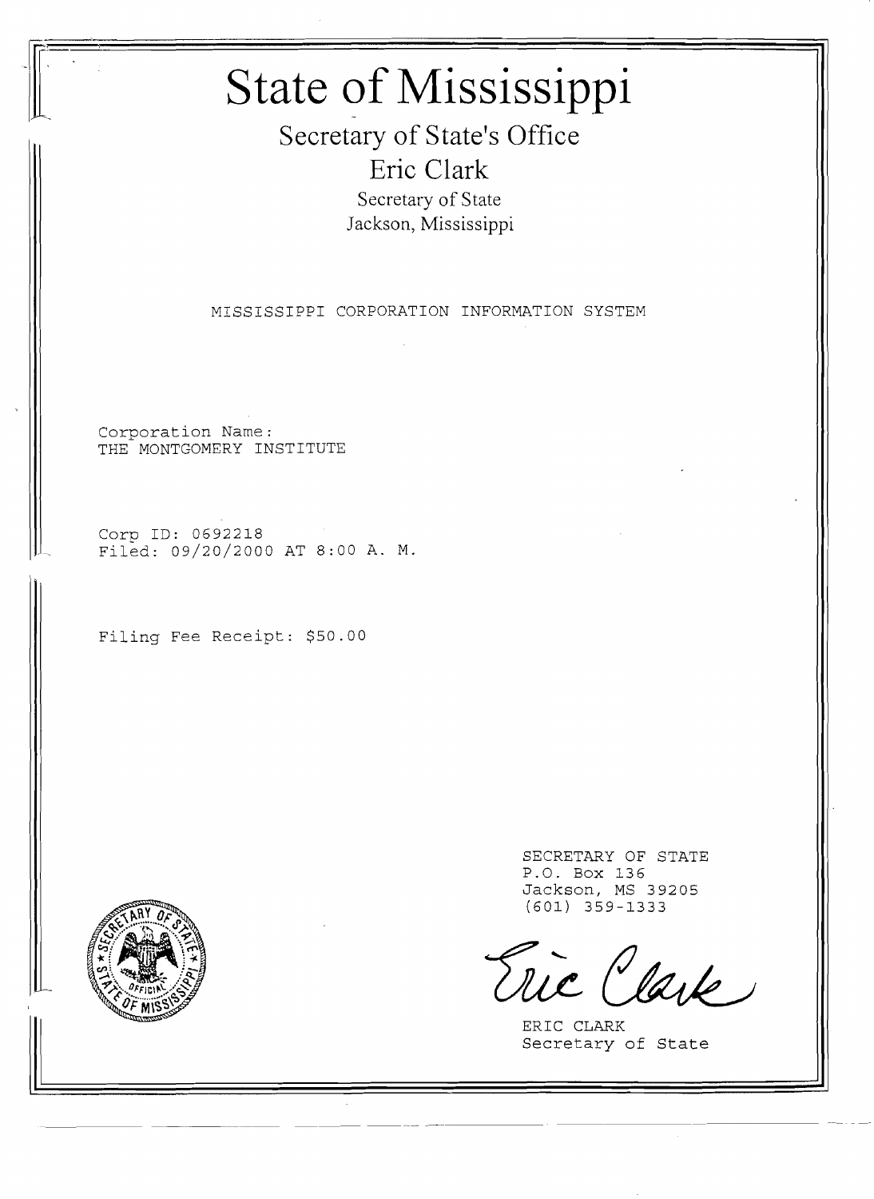# State of Mississippi

## Secretary of State's Office

### Eric Clark

Secretary of State
Jackson, Mississippi

MISSISSIPPI CORPORATION INFORMATION SYSTEM

Corporation Name:
THE MONTGOMERY INSTITUTE

Corp ID: 0692218
Filed: 09/20/2000 AT 8:00 A. M.

Filing Fee Receipt: $50.00

SECRETARY OF STATE
P.O. Box 136
Jackson, MS 39205
(601) 359-1333

Eric Clark

ERIC CLARK
Secretary of State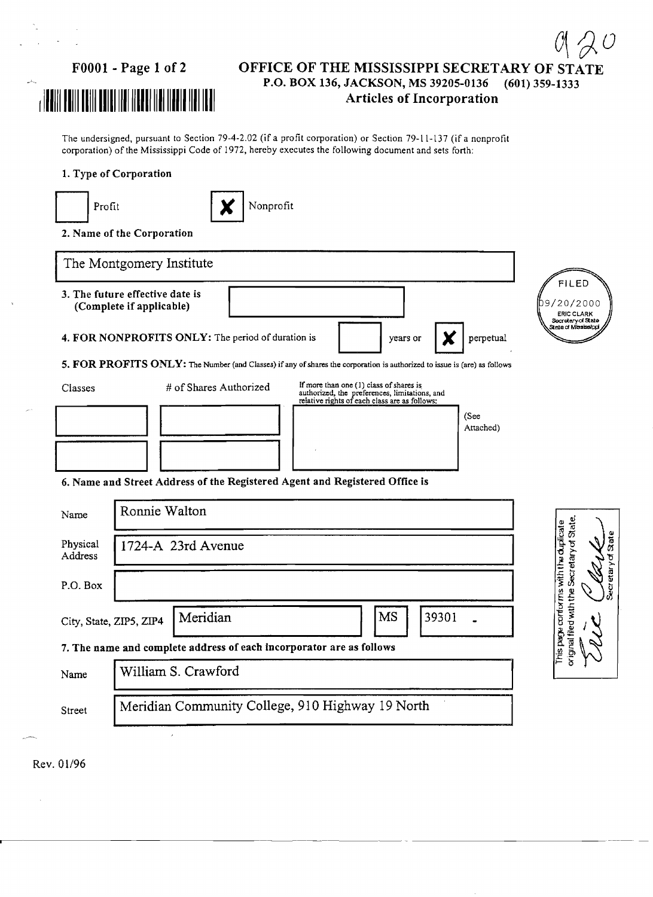F0001 - Page 1 of 2

# OFFICE OF THE MISSISSIPPI SECRETARY OF STATE

**P.O. BOX 136, JACKSON, MS 39205-0136 (601) 359-1333**

## Articles of Incorporation

The undersigned, pursuant to Section 79-4-2.02 (if a profit corporation) or Section 79-11-137 (if a nonprofit corporation) of the Mississippi Code of 1972, hereby executes the following document and sets forth:

**1. Type of Corporation**

☐ Profit ☒ Nonprofit

**2. Name of the Corporation**

The Montgomery Institute

**3. The future effective date is (Complete if applicable)**

FILED 09/20/2000 ERIC CLARK Secretary of State State of Mississippi

**4. FOR NONPROFITS ONLY:** The period of duration is ☐ years or ☒ perpetual

**5. FOR PROFITS ONLY:** The Number (and Classes) if any of shares the corporation is authorized to issue is (are) as follows

| Classes | # of Shares Authorized | If more than one (1) class of shares is authorized, the preferences, limitations, and relative rights of each class are as follows: |
|---|---|---|
| | | (See Attached) |
| | | |

**6. Name and Street Address of the Registered Agent and Registered Office is**

Name: Ronnie Walton

Physical Address: 1724-A 23rd Avenue

P.O. Box:

City, State, ZIP5, ZIP4: Meridian MS 39301 -

**7. The name and complete address of each incorporator are as follows**

Name: William S. Crawford

Street: Meridian Community College, 910 Highway 19 North

This page conforms with the duplicate original filed with the Secretary of State. Eric Clark Secretary of State

Rev. 01/96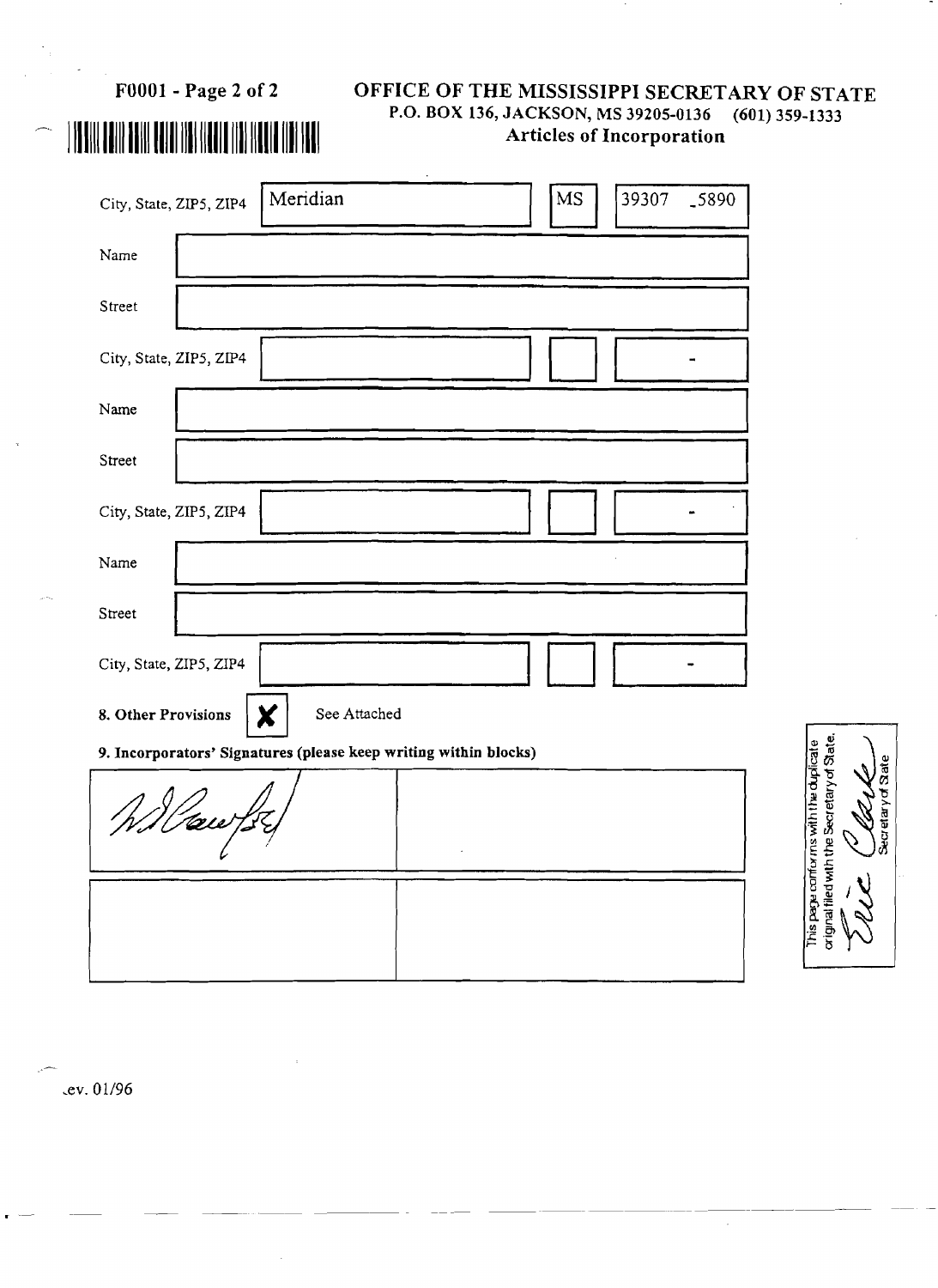# OFFICE OF THE MISSISSIPPI SECRETARY OF STATE

**P.O. BOX 136, JACKSON, MS 39205-0136 (601) 359-1333**

**Articles of Incorporation**

F0001 - Page 2 of 2

| | | | |
|---|---|---|---|
| City, State, ZIP5, ZIP4 | Meridian | MS | 39307 -5890 |
| Name | | | |
| Street | | | |
| City, State, ZIP5, ZIP4 | | | - |
| Name | | | |
| Street | | | |
| City, State, ZIP5, ZIP4 | | | - |
| Name | | | |
| Street | | | |
| City, State, ZIP5, ZIP4 | | | - |

**8. Other Provisions** [X] See Attached

**9. Incorporators' Signatures (please keep writing within blocks)**

| | |
|---|---|
| [Signature] | |
| | |

This page conforms with the duplicate original filed with the Secretary of State.

[Signature]

Secretary of State

Rev. 01/96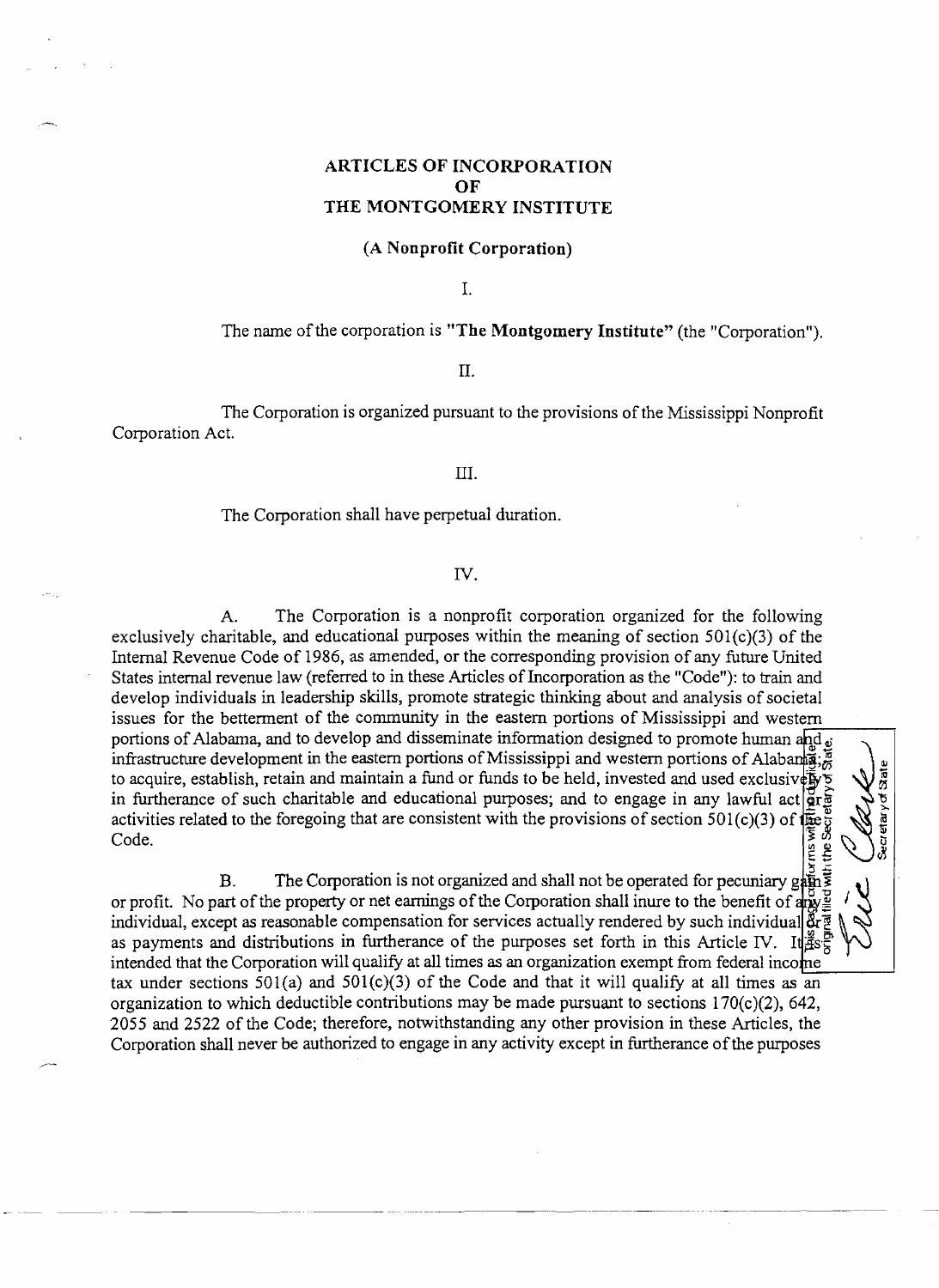# ARTICLES OF INCORPORATION OF THE MONTGOMERY INSTITUTE

## (A Nonprofit Corporation)

I.

The name of the corporation is **"The Montgomery Institute"** (the "Corporation").

II.

The Corporation is organized pursuant to the provisions of the Mississippi Nonprofit Corporation Act.

III.

The Corporation shall have perpetual duration.

IV.

A. The Corporation is a nonprofit corporation organized for the following exclusively charitable, and educational purposes within the meaning of section 501(c)(3) of the Internal Revenue Code of 1986, as amended, or the corresponding provision of any future United States internal revenue law (referred to in these Articles of Incorporation as the "Code"): to train and develop individuals in leadership skills, promote strategic thinking about and analysis of societal issues for the betterment of the community in the eastern portions of Mississippi and western portions of Alabama, and to develop and disseminate information designed to promote human and infrastructure development in the eastern portions of Mississippi and western portions of Alabama; to acquire, establish, retain and maintain a fund or funds to be held, invested and used exclusively in furtherance of such charitable and educational purposes; and to engage in any lawful act or activities related to the foregoing that are consistent with the provisions of section 501(c)(3) of the Code.

B. The Corporation is not organized and shall not be operated for pecuniary gain or profit. No part of the property or net earnings of the Corporation shall inure to the benefit of any individual, except as reasonable compensation for services actually rendered by such individual or as payments and distributions in furtherance of the purposes set forth in this Article IV. It is intended that the Corporation will qualify at all times as an organization exempt from federal income tax under sections 501(a) and 501(c)(3) of the Code and that it will qualify at all times as an organization to which deductible contributions may be made pursuant to sections 170(c)(2), 642, 2055 and 2522 of the Code; therefore, notwithstanding any other provision in these Articles, the Corporation shall never be authorized to engage in any activity except in furtherance of the purposes

This page conforms with the duplicate original filed with the Secretary of State.

Eric Clark
Secretary of State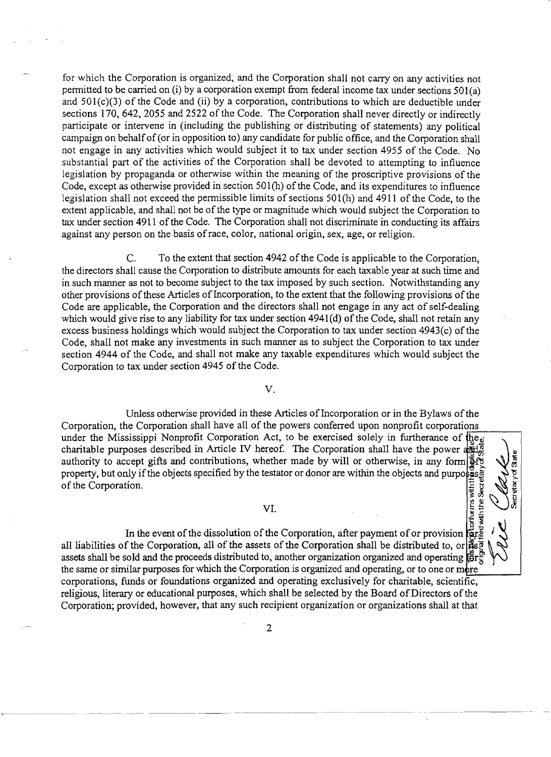for which the Corporation is organized, and the Corporation shall not carry on any activities not permitted to be carried on (i) by a corporation exempt from federal income tax under sections 501(a) and 501(c)(3) of the Code and (ii) by a corporation, contributions to which are deductible under sections 170, 642, 2055 and 2522 of the Code. The Corporation shall never directly or indirectly participate or intervene in (including the publishing or distributing of statements) any political campaign on behalf of (or in opposition to) any candidate for public office, and the Corporation shall not engage in any activities which would subject it to tax under section 4955 of the Code. No substantial part of the activities of the Corporation shall be devoted to attempting to influence legislation by propaganda or otherwise within the meaning of the proscriptive provisions of the Code, except as otherwise provided in section 501(h) of the Code, and its expenditures to influence legislation shall not exceed the permissible limits of sections 501(h) and 4911 of the Code, to the extent applicable, and shall not be of the type or magnitude which would subject the Corporation to tax under section 4911 of the Code. The Corporation shall not discriminate in conducting its affairs against any person on the basis of race, color, national origin, sex, age, or religion.

C. To the extent that section 4942 of the Code is applicable to the Corporation, the directors shall cause the Corporation to distribute amounts for each taxable year at such time and in such manner as not to become subject to the tax imposed by such section. Notwithstanding any other provisions of these Articles of Incorporation, to the extent that the following provisions of the Code are applicable, the Corporation and the directors shall not engage in any act of self-dealing which would give rise to any liability for tax under section 4941(d) of the Code, shall not retain any excess business holdings which would subject the Corporation to tax under section 4943(c) of the Code, shall not make any investments in such manner as to subject the Corporation to tax under section 4944 of the Code, and shall not make any taxable expenditures which would subject the Corporation to tax under section 4945 of the Code.

V.

Unless otherwise provided in these Articles of Incorporation or in the Bylaws of the Corporation, the Corporation shall have all of the powers conferred upon nonprofit corporations under the Mississippi Nonprofit Corporation Act, to be exercised solely in furtherance of the charitable purposes described in Article IV hereof. The Corporation shall have the power and authority to accept gifts and contributions, whether made by will or otherwise, in any form of property, but only if the objects specified by the testator or donor are within the objects and purposes of the Corporation.

VI.

In the event of the dissolution of the Corporation, after payment of or provision for all liabilities of the Corporation, all of the assets of the Corporation shall be distributed to, or its assets shall be sold and the proceeds distributed to, another organization organized and operating for the same or similar purposes for which the Corporation is organized and operating, or to one or more corporations, funds or foundations organized and operating exclusively for charitable, scientific, religious, literary or educational purposes, which shall be selected by the Board of Directors of the Corporation; provided, however, that any such recipient organization or organizations shall at that

This document conforms with the duplicate original filed with the Secretary of State.
Eric Clark
Secretary of State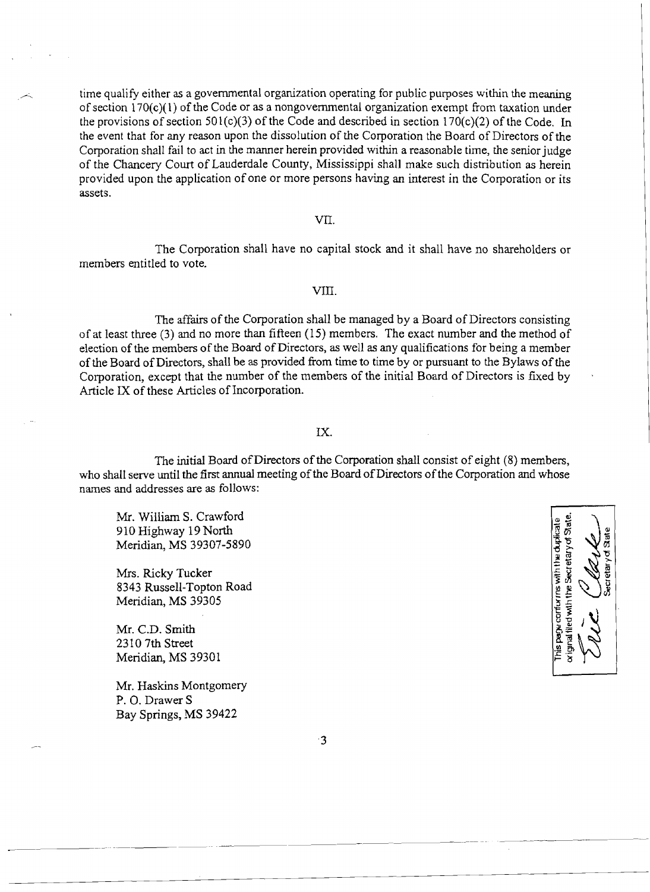time qualify either as a governmental organization operating for public purposes within the meaning of section 170(c)(1) of the Code or as a nongovernmental organization exempt from taxation under the provisions of section 501(c)(3) of the Code and described in section 170(c)(2) of the Code. In the event that for any reason upon the dissolution of the Corporation the Board of Directors of the Corporation shall fail to act in the manner herein provided within a reasonable time, the senior judge of the Chancery Court of Lauderdale County, Mississippi shall make such distribution as herein provided upon the application of one or more persons having an interest in the Corporation or its assets.

VII.

The Corporation shall have no capital stock and it shall have no shareholders or members entitled to vote.

VIII.

The affairs of the Corporation shall be managed by a Board of Directors consisting of at least three (3) and no more than fifteen (15) members. The exact number and the method of election of the members of the Board of Directors, as well as any qualifications for being a member of the Board of Directors, shall be as provided from time to time by or pursuant to the Bylaws of the Corporation, except that the number of the members of the initial Board of Directors is fixed by Article IX of these Articles of Incorporation.

IX.

The initial Board of Directors of the Corporation shall consist of eight (8) members, who shall serve until the first annual meeting of the Board of Directors of the Corporation and whose names and addresses are as follows:

Mr. William S. Crawford
910 Highway 19 North
Meridian, MS 39307-5890

Mrs. Ricky Tucker
8343 Russell-Topton Road
Meridian, MS 39305

Mr. C.D. Smith
2310 7th Street
Meridian, MS 39301

Mr. Haskins Montgomery
P. O. Drawer S
Bay Springs, MS 39422

This page conforms with the duplicate original filed with the Secretary of State.
Eric Clark
Secretary of State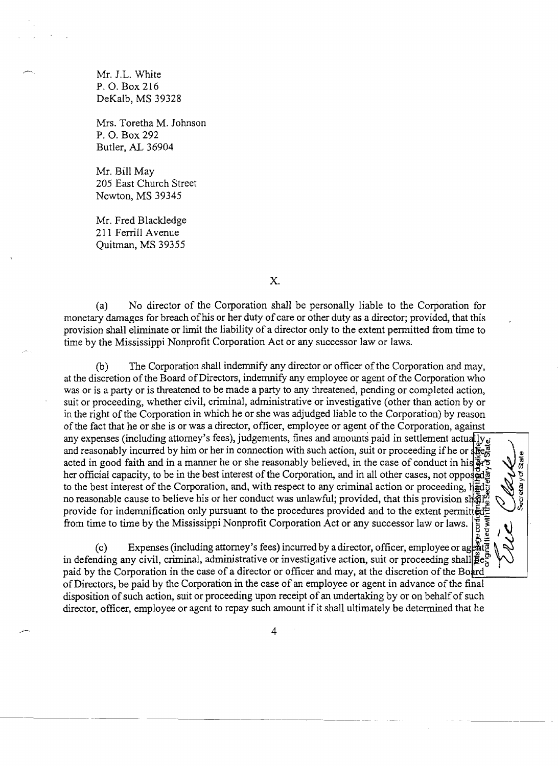Mr. J.L. White
P. O. Box 216
DeKalb, MS 39328

Mrs. Toretha M. Johnson
P. O. Box 292
Butler, AL 36904

Mr. Bill May
205 East Church Street
Newton, MS 39345

Mr. Fred Blackledge
211 Ferrill Avenue
Quitman, MS 39355

X.

(a) No director of the Corporation shall be personally liable to the Corporation for monetary damages for breach of his or her duty of care or other duty as a director; provided, that this provision shall eliminate or limit the liability of a director only to the extent permitted from time to time by the Mississippi Nonprofit Corporation Act or any successor law or laws.

(b) The Corporation shall indemnify any director or officer of the Corporation and may, at the discretion of the Board of Directors, indemnify any employee or agent of the Corporation who was or is a party or is threatened to be made a party to any threatened, pending or completed action, suit or proceeding, whether civil, criminal, administrative or investigative (other than action by or in the right of the Corporation in which he or she was adjudged liable to the Corporation) by reason of the fact that he or she is or was a director, officer, employee or agent of the Corporation, against any expenses (including attorney's fees), judgements, fines and amounts paid in settlement actually and reasonably incurred by him or her in connection with such action, suit or proceeding if he or she acted in good faith and in a manner he or she reasonably believed, in the case of conduct in his or her official capacity, to be in the best interest of the Corporation, and in all other cases, not opposed to the best interest of the Corporation, and, with respect to any criminal action or proceeding, had no reasonable cause to believe his or her conduct was unlawful; provided, that this provision shall provide for indemnification only pursuant to the procedures provided and to the extent permitted from time to time by the Mississippi Nonprofit Corporation Act or any successor law or laws.

(c) Expenses (including attorney's fees) incurred by a director, officer, employee or agent in defending any civil, criminal, administrative or investigative action, suit or proceeding shall be paid by the Corporation in the case of a director or officer and may, at the discretion of the Board of Directors, be paid by the Corporation in the case of an employee or agent in advance of the final disposition of such action, suit or proceeding upon receipt of an undertaking by or on behalf of such director, officer, employee or agent to repay such amount if it shall ultimately be determined that he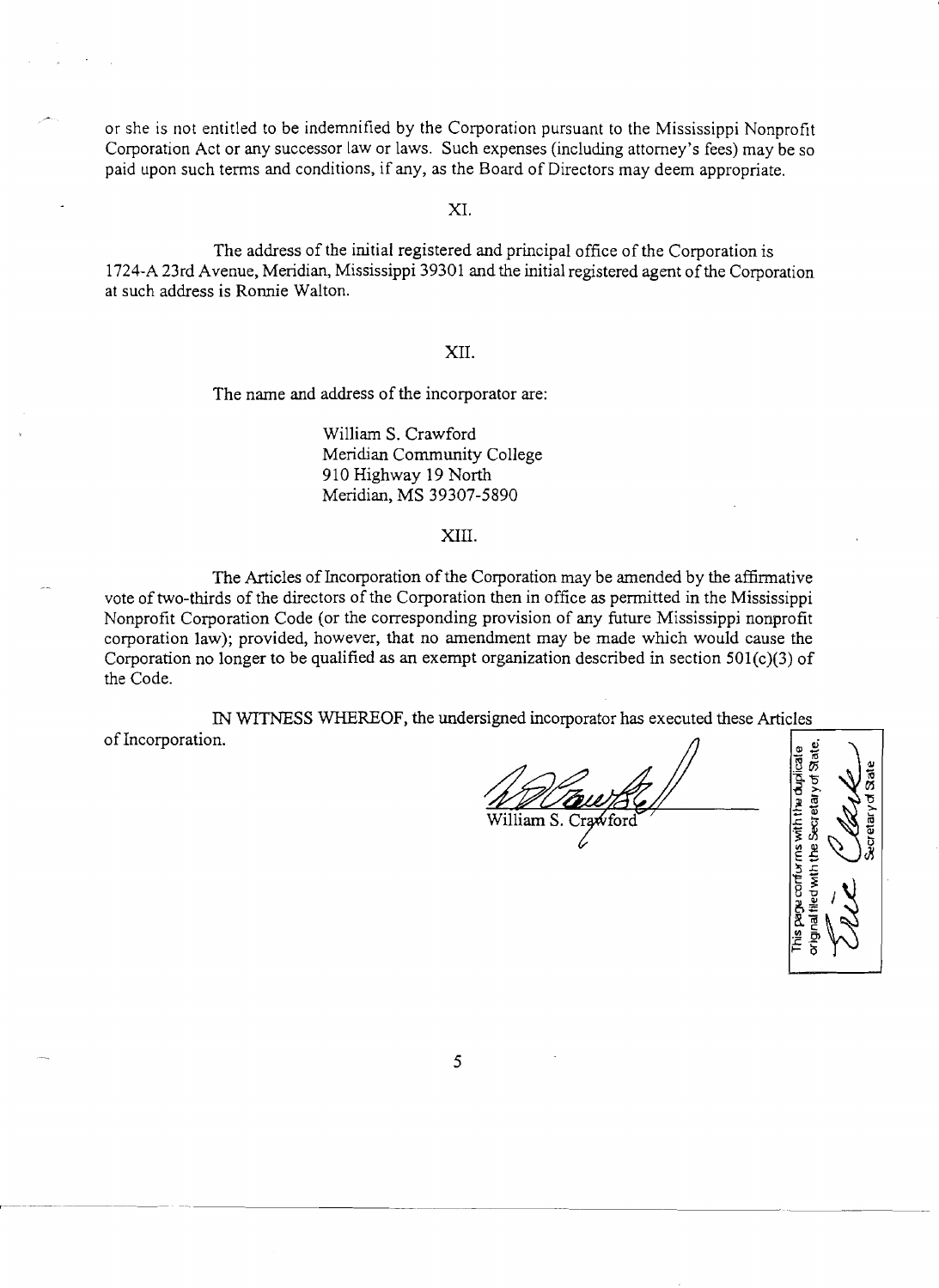or she is not entitled to be indemnified by the Corporation pursuant to the Mississippi Nonprofit Corporation Act or any successor law or laws. Such expenses (including attorney's fees) may be so paid upon such terms and conditions, if any, as the Board of Directors may deem appropriate.

XI.

The address of the initial registered and principal office of the Corporation is 1724-A 23rd Avenue, Meridian, Mississippi 39301 and the initial registered agent of the Corporation at such address is Ronnie Walton.

XII.

The name and address of the incorporator are:

William S. Crawford
Meridian Community College
910 Highway 19 North
Meridian, MS 39307-5890

XIII.

The Articles of Incorporation of the Corporation may be amended by the affirmative vote of two-thirds of the directors of the Corporation then in office as permitted in the Mississippi Nonprofit Corporation Code (or the corresponding provision of any future Mississippi nonprofit corporation law); provided, however, that no amendment may be made which would cause the Corporation no longer to be qualified as an exempt organization described in section 501(c)(3) of the Code.

IN WITNESS WHEREOF, the undersigned incorporator has executed these Articles of Incorporation.

William S. Crawford

This page conforms with the duplicate original filed with the Secretary of State.
Secretary of State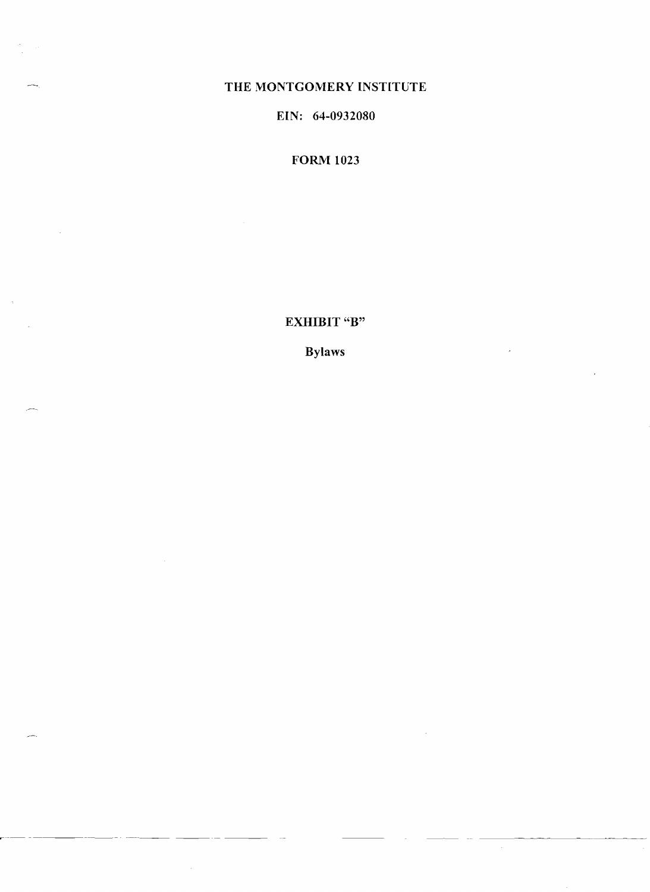# THE MONTGOMERY INSTITUTE

EIN: 64-0932080

FORM 1023

## EXHIBIT "B"

Bylaws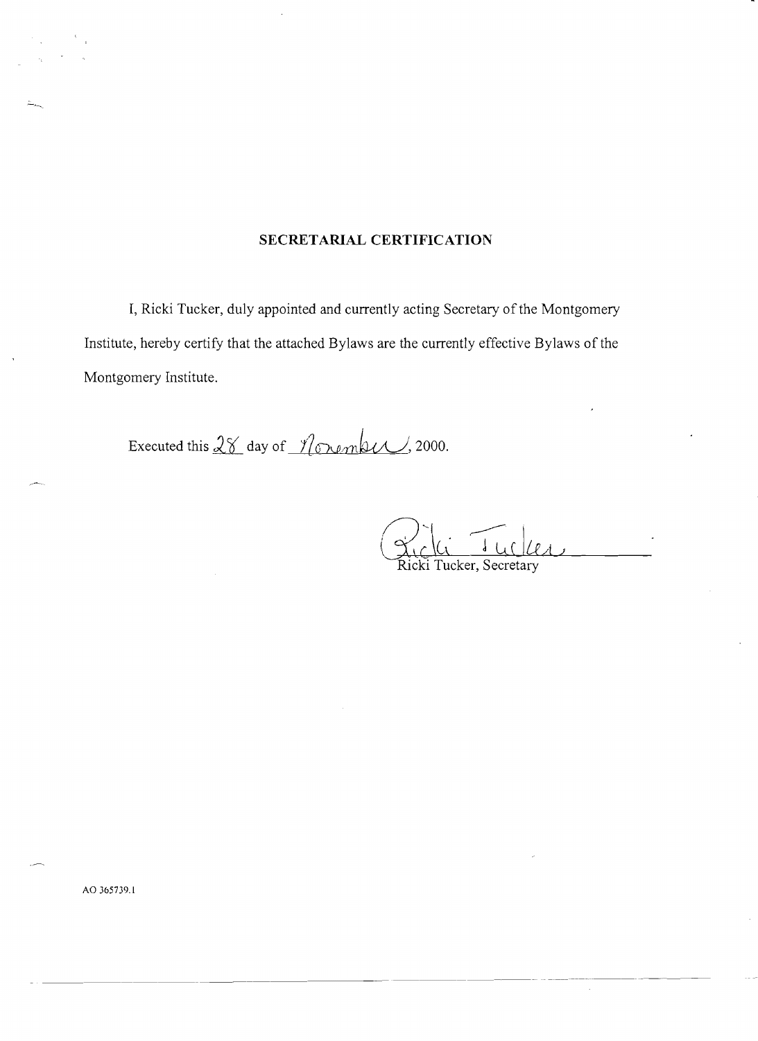## SECRETARIAL CERTIFICATION

I, Ricki Tucker, duly appointed and currently acting Secretary of the Montgomery Institute, hereby certify that the attached Bylaws are the currently effective Bylaws of the Montgomery Institute.

Executed this 28 day of November, 2000.

Ricki Tucker

Ricki Tucker, Secretary

AO 365739.1